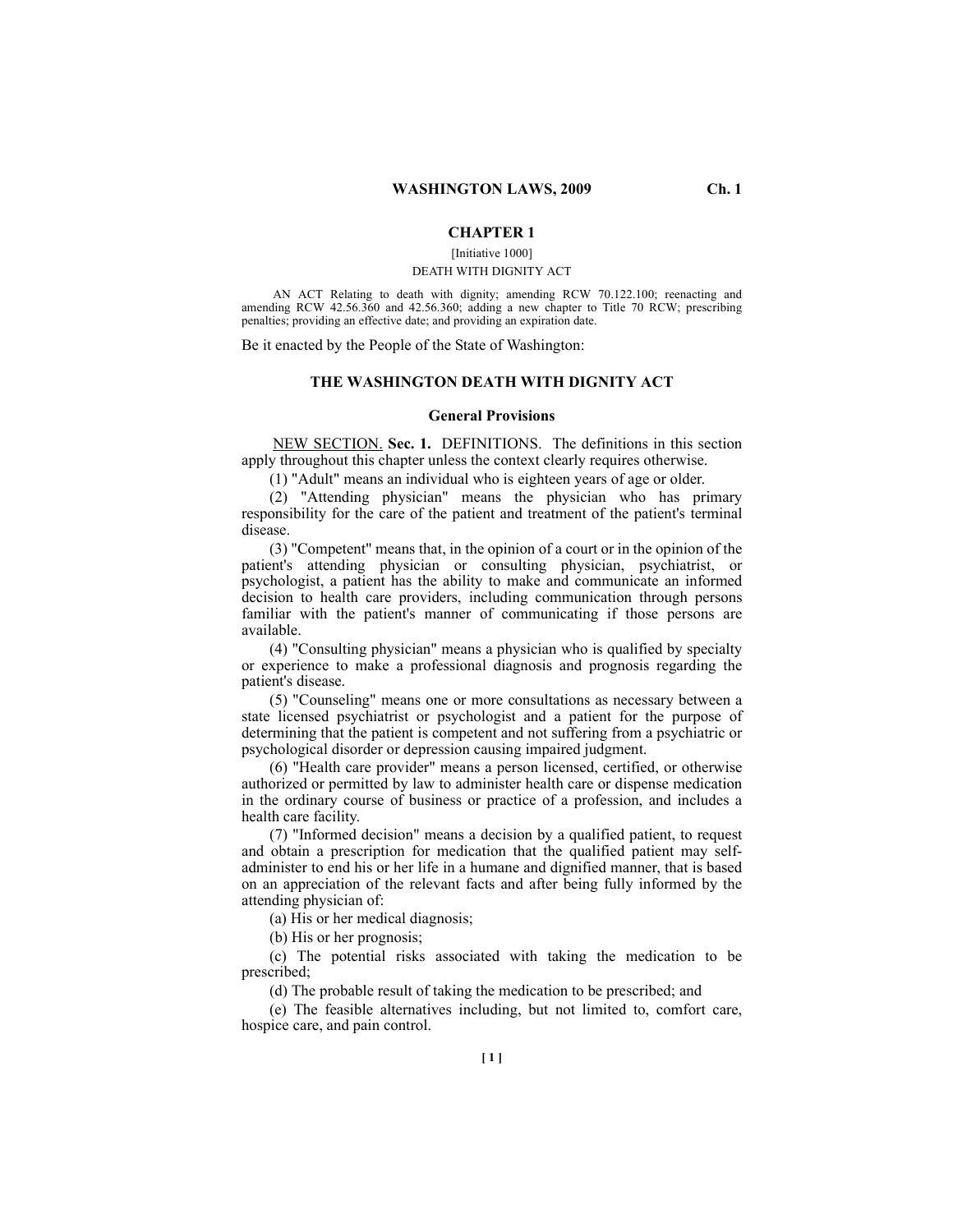## CHAPTER 1

[Initiative 1000]

DEATH WITH DIGNITY ACT

AN ACT Relating to death with dignity; amending RCW 70.122.100; reenacting and amending RCW 42.56.360 and 42.56.360; adding a new chapter to Title 70 RCW; prescribing penalties; providing an effective date; and providing an expiration date.

Be it enacted by the People of the State of Washington:

## THE WASHINGTON DEATH WITH DIGNITY ACT

### General Provisions

NEW SECTION. **Sec. 1.** DEFINITIONS. The definitions in this section apply throughout this chapter unless the context clearly requires otherwise.

(1) "Adult" means an individual who is eighteen years of age or older.

(2) "Attending physician" means the physician who has primary responsibility for the care of the patient and treatment of the patient's terminal disease.

(3) "Competent" means that, in the opinion of a court or in the opinion of the patient's attending physician or consulting physician, psychiatrist, or psychologist, a patient has the ability to make and communicate an informed decision to health care providers, including communication through persons familiar with the patient's manner of communicating if those persons are available.

(4) "Consulting physician" means a physician who is qualified by specialty or experience to make a professional diagnosis and prognosis regarding the patient's disease.

(5) "Counseling" means one or more consultations as necessary between a state licensed psychiatrist or psychologist and a patient for the purpose of determining that the patient is competent and not suffering from a psychiatric or psychological disorder or depression causing impaired judgment.

(6) "Health care provider" means a person licensed, certified, or otherwise authorized or permitted by law to administer health care or dispense medication in the ordinary course of business or practice of a profession, and includes a health care facility.

(7) "Informed decision" means a decision by a qualified patient, to request and obtain a prescription for medication that the qualified patient may self-administer to end his or her life in a humane and dignified manner, that is based on an appreciation of the relevant facts and after being fully informed by the attending physician of:

(a) His or her medical diagnosis;

(b) His or her prognosis;

(c) The potential risks associated with taking the medication to be prescribed;

(d) The probable result of taking the medication to be prescribed; and

(e) The feasible alternatives including, but not limited to, comfort care, hospice care, and pain control.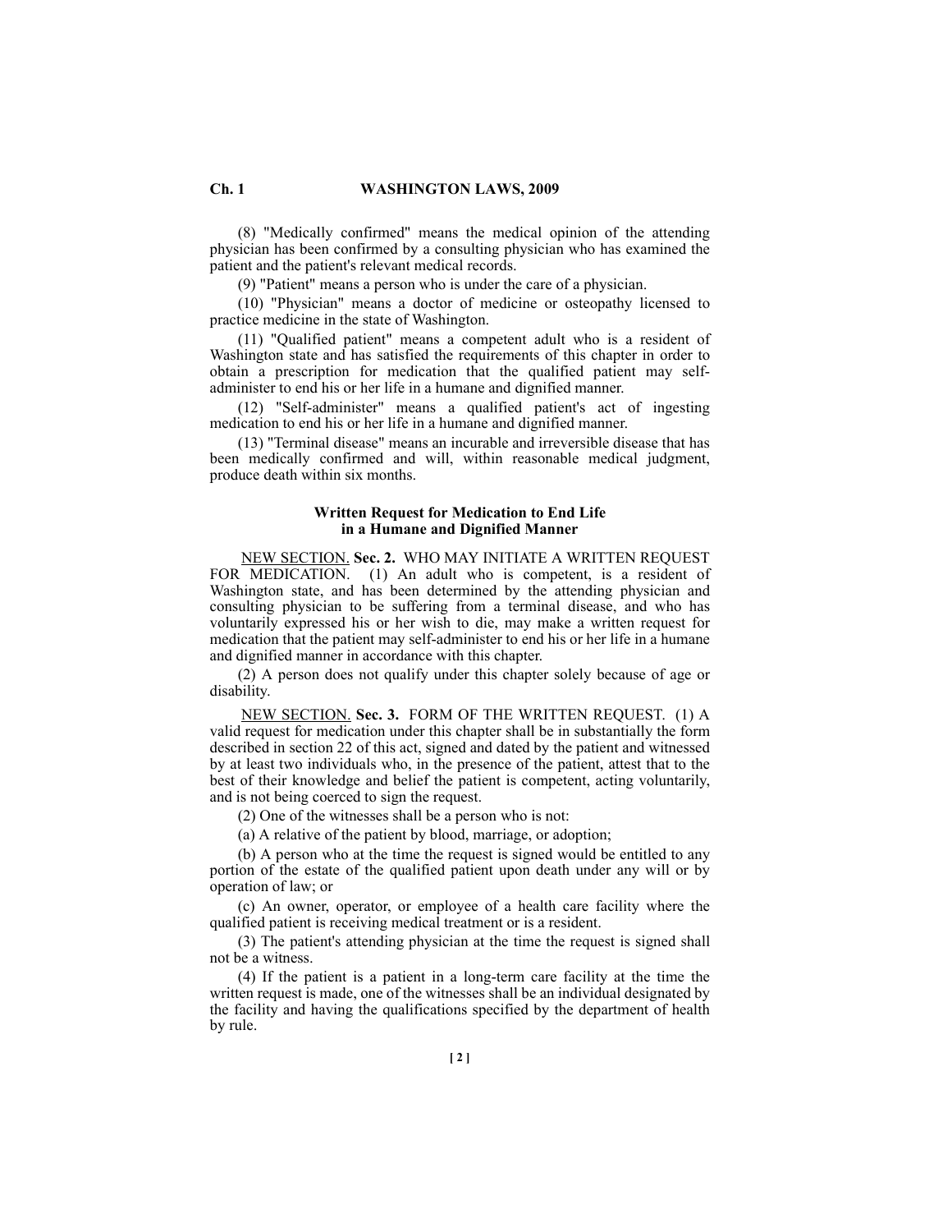(8) "Medically confirmed" means the medical opinion of the attending physician has been confirmed by a consulting physician who has examined the patient and the patient's relevant medical records.

(9) "Patient" means a person who is under the care of a physician.

(10) "Physician" means a doctor of medicine or osteopathy licensed to practice medicine in the state of Washington.

(11) "Qualified patient" means a competent adult who is a resident of Washington state and has satisfied the requirements of this chapter in order to obtain a prescription for medication that the qualified patient may self-administer to end his or her life in a humane and dignified manner.

(12) "Self-administer" means a qualified patient's act of ingesting medication to end his or her life in a humane and dignified manner.

(13) "Terminal disease" means an incurable and irreversible disease that has been medically confirmed and will, within reasonable medical judgment, produce death within six months.

### Written Request for Medication to End Life in a Humane and Dignified Manner

NEW SECTION. **Sec. 2.** WHO MAY INITIATE A WRITTEN REQUEST FOR MEDICATION. (1) An adult who is competent, is a resident of Washington state, and has been determined by the attending physician and consulting physician to be suffering from a terminal disease, and who has voluntarily expressed his or her wish to die, may make a written request for medication that the patient may self-administer to end his or her life in a humane and dignified manner in accordance with this chapter.

(2) A person does not qualify under this chapter solely because of age or disability.

NEW SECTION. **Sec. 3.** FORM OF THE WRITTEN REQUEST. (1) A valid request for medication under this chapter shall be in substantially the form described in section 22 of this act, signed and dated by the patient and witnessed by at least two individuals who, in the presence of the patient, attest that to the best of their knowledge and belief the patient is competent, acting voluntarily, and is not being coerced to sign the request.

(2) One of the witnesses shall be a person who is not:

(a) A relative of the patient by blood, marriage, or adoption;

(b) A person who at the time the request is signed would be entitled to any portion of the estate of the qualified patient upon death under any will or by operation of law; or

(c) An owner, operator, or employee of a health care facility where the qualified patient is receiving medical treatment or is a resident.

(3) The patient's attending physician at the time the request is signed shall not be a witness.

(4) If the patient is a patient in a long-term care facility at the time the written request is made, one of the witnesses shall be an individual designated by the facility and having the qualifications specified by the department of health by rule.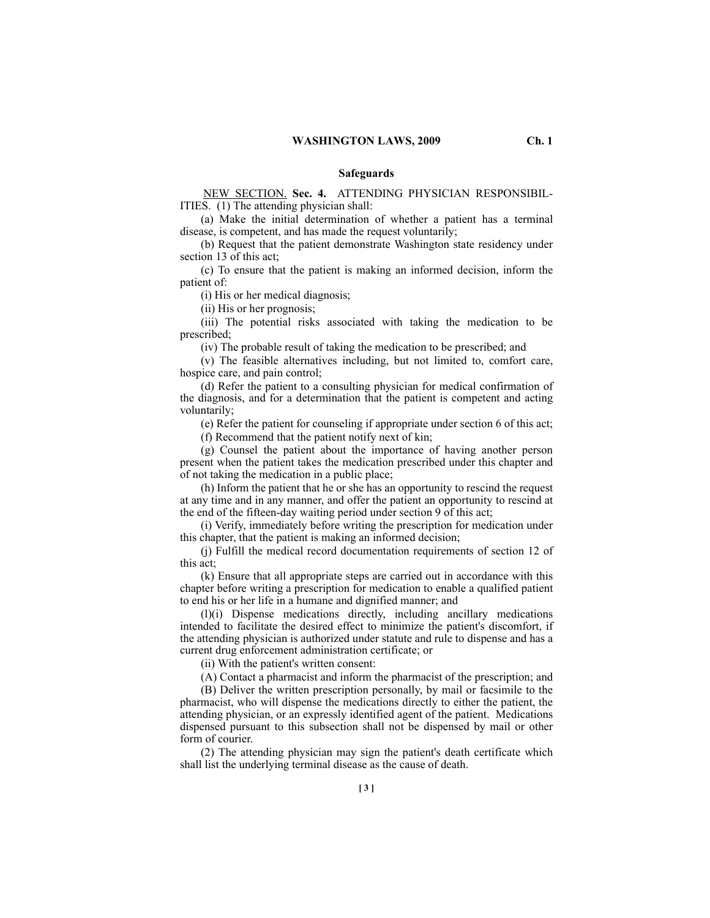## Safeguards

NEW SECTION. **Sec. 4.** ATTENDING PHYSICIAN RESPONSIBILITIES. (1) The attending physician shall:

(a) Make the initial determination of whether a patient has a terminal disease, is competent, and has made the request voluntarily;

(b) Request that the patient demonstrate Washington state residency under section 13 of this act;

(c) To ensure that the patient is making an informed decision, inform the patient of:

(i) His or her medical diagnosis;

(ii) His or her prognosis;

(iii) The potential risks associated with taking the medication to be prescribed;

(iv) The probable result of taking the medication to be prescribed; and

(v) The feasible alternatives including, but not limited to, comfort care, hospice care, and pain control;

(d) Refer the patient to a consulting physician for medical confirmation of the diagnosis, and for a determination that the patient is competent and acting voluntarily;

(e) Refer the patient for counseling if appropriate under section 6 of this act;

(f) Recommend that the patient notify next of kin;

(g) Counsel the patient about the importance of having another person present when the patient takes the medication prescribed under this chapter and of not taking the medication in a public place;

(h) Inform the patient that he or she has an opportunity to rescind the request at any time and in any manner, and offer the patient an opportunity to rescind at the end of the fifteen-day waiting period under section 9 of this act;

(i) Verify, immediately before writing the prescription for medication under this chapter, that the patient is making an informed decision;

(j) Fulfill the medical record documentation requirements of section 12 of this act;

(k) Ensure that all appropriate steps are carried out in accordance with this chapter before writing a prescription for medication to enable a qualified patient to end his or her life in a humane and dignified manner; and

(l)(i) Dispense medications directly, including ancillary medications intended to facilitate the desired effect to minimize the patient's discomfort, if the attending physician is authorized under statute and rule to dispense and has a current drug enforcement administration certificate; or

(ii) With the patient's written consent:

(A) Contact a pharmacist and inform the pharmacist of the prescription; and

(B) Deliver the written prescription personally, by mail or facsimile to the pharmacist, who will dispense the medications directly to either the patient, the attending physician, or an expressly identified agent of the patient. Medications dispensed pursuant to this subsection shall not be dispensed by mail or other form of courier.

(2) The attending physician may sign the patient's death certificate which shall list the underlying terminal disease as the cause of death.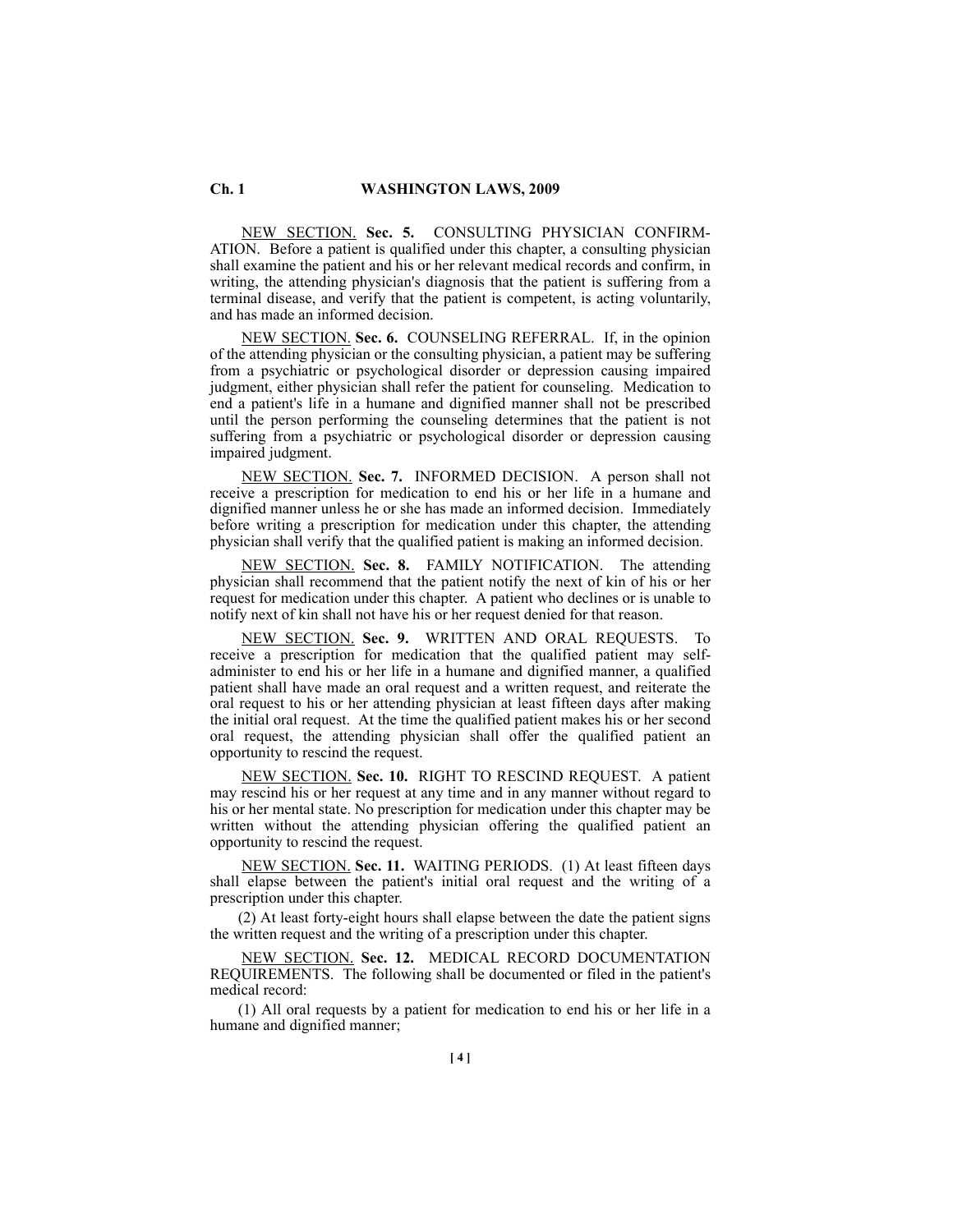NEW SECTION. **Sec. 5.** CONSULTING PHYSICIAN CONFIRMATION. Before a patient is qualified under this chapter, a consulting physician shall examine the patient and his or her relevant medical records and confirm, in writing, the attending physician's diagnosis that the patient is suffering from a terminal disease, and verify that the patient is competent, is acting voluntarily, and has made an informed decision.

NEW SECTION. **Sec. 6.** COUNSELING REFERRAL. If, in the opinion of the attending physician or the consulting physician, a patient may be suffering from a psychiatric or psychological disorder or depression causing impaired judgment, either physician shall refer the patient for counseling. Medication to end a patient's life in a humane and dignified manner shall not be prescribed until the person performing the counseling determines that the patient is not suffering from a psychiatric or psychological disorder or depression causing impaired judgment.

NEW SECTION. **Sec. 7.** INFORMED DECISION. A person shall not receive a prescription for medication to end his or her life in a humane and dignified manner unless he or she has made an informed decision. Immediately before writing a prescription for medication under this chapter, the attending physician shall verify that the qualified patient is making an informed decision.

NEW SECTION. **Sec. 8.** FAMILY NOTIFICATION. The attending physician shall recommend that the patient notify the next of kin of his or her request for medication under this chapter. A patient who declines or is unable to notify next of kin shall not have his or her request denied for that reason.

NEW SECTION. **Sec. 9.** WRITTEN AND ORAL REQUESTS. To receive a prescription for medication that the qualified patient may self-administer to end his or her life in a humane and dignified manner, a qualified patient shall have made an oral request and a written request, and reiterate the oral request to his or her attending physician at least fifteen days after making the initial oral request. At the time the qualified patient makes his or her second oral request, the attending physician shall offer the qualified patient an opportunity to rescind the request.

NEW SECTION. **Sec. 10.** RIGHT TO RESCIND REQUEST. A patient may rescind his or her request at any time and in any manner without regard to his or her mental state. No prescription for medication under this chapter may be written without the attending physician offering the qualified patient an opportunity to rescind the request.

NEW SECTION. **Sec. 11.** WAITING PERIODS. (1) At least fifteen days shall elapse between the patient's initial oral request and the writing of a prescription under this chapter.

(2) At least forty-eight hours shall elapse between the date the patient signs the written request and the writing of a prescription under this chapter.

NEW SECTION. **Sec. 12.** MEDICAL RECORD DOCUMENTATION REQUIREMENTS. The following shall be documented or filed in the patient's medical record:

(1) All oral requests by a patient for medication to end his or her life in a humane and dignified manner;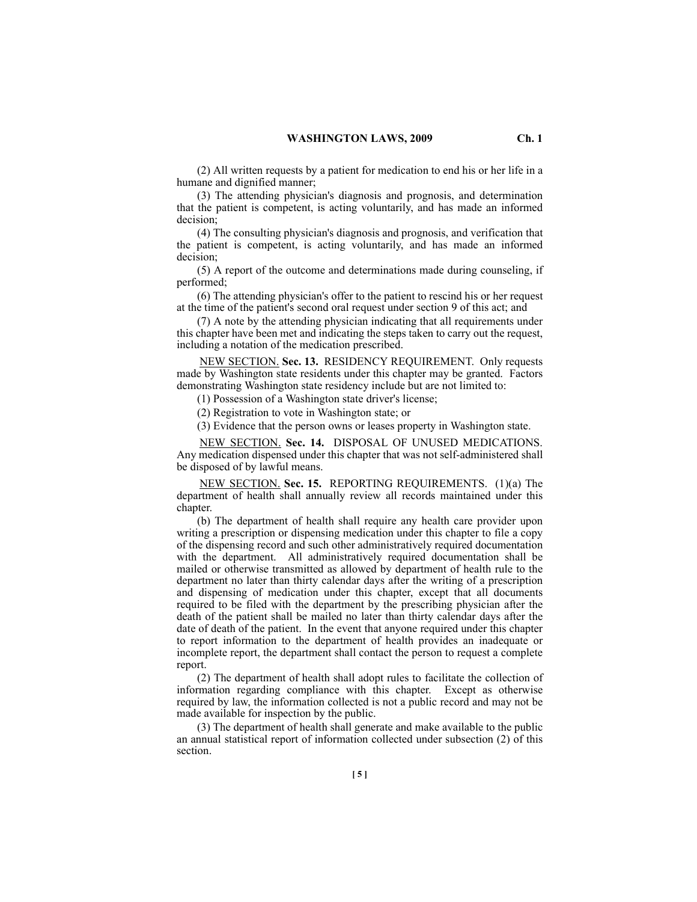(2) All written requests by a patient for medication to end his or her life in a humane and dignified manner;

(3) The attending physician's diagnosis and prognosis, and determination that the patient is competent, is acting voluntarily, and has made an informed decision;

(4) The consulting physician's diagnosis and prognosis, and verification that the patient is competent, is acting voluntarily, and has made an informed decision;

(5) A report of the outcome and determinations made during counseling, if performed;

(6) The attending physician's offer to the patient to rescind his or her request at the time of the patient's second oral request under section 9 of this act; and

(7) A note by the attending physician indicating that all requirements under this chapter have been met and indicating the steps taken to carry out the request, including a notation of the medication prescribed.

NEW SECTION. **Sec. 13.** RESIDENCY REQUIREMENT. Only requests made by Washington state residents under this chapter may be granted. Factors demonstrating Washington state residency include but are not limited to:

(1) Possession of a Washington state driver's license;

(2) Registration to vote in Washington state; or

(3) Evidence that the person owns or leases property in Washington state.

NEW SECTION. **Sec. 14.** DISPOSAL OF UNUSED MEDICATIONS. Any medication dispensed under this chapter that was not self-administered shall be disposed of by lawful means.

NEW SECTION. **Sec. 15.** REPORTING REQUIREMENTS. (1)(a) The department of health shall annually review all records maintained under this chapter.

(b) The department of health shall require any health care provider upon writing a prescription or dispensing medication under this chapter to file a copy of the dispensing record and such other administratively required documentation with the department. All administratively required documentation shall be mailed or otherwise transmitted as allowed by department of health rule to the department no later than thirty calendar days after the writing of a prescription and dispensing of medication under this chapter, except that all documents required to be filed with the department by the prescribing physician after the death of the patient shall be mailed no later than thirty calendar days after the date of death of the patient. In the event that anyone required under this chapter to report information to the department of health provides an inadequate or incomplete report, the department shall contact the person to request a complete report.

(2) The department of health shall adopt rules to facilitate the collection of information regarding compliance with this chapter. Except as otherwise required by law, the information collected is not a public record and may not be made available for inspection by the public.

(3) The department of health shall generate and make available to the public an annual statistical report of information collected under subsection (2) of this section.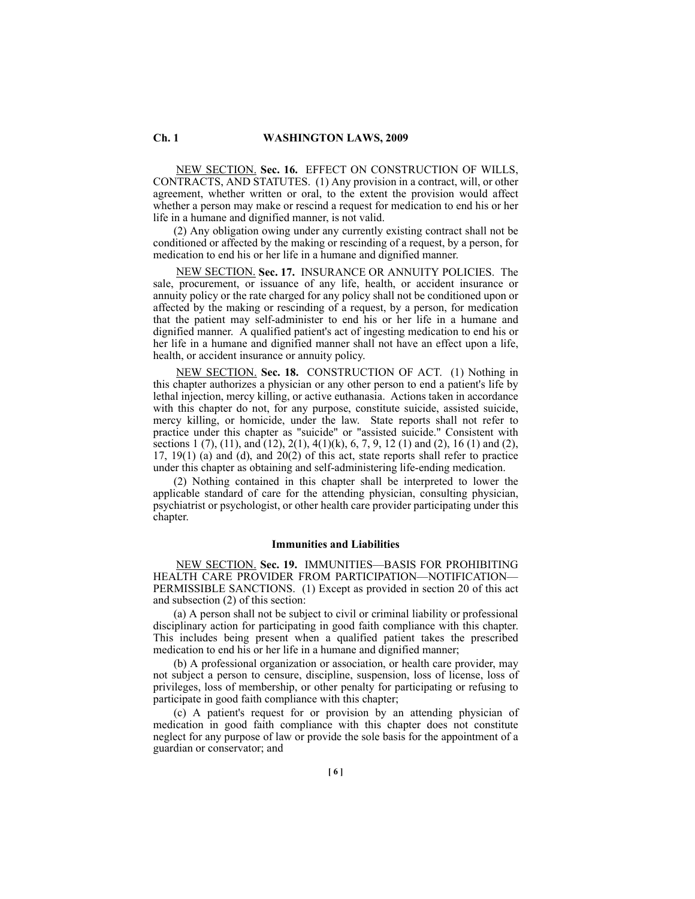NEW SECTION. **Sec. 16.** EFFECT ON CONSTRUCTION OF WILLS, CONTRACTS, AND STATUTES. (1) Any provision in a contract, will, or other agreement, whether written or oral, to the extent the provision would affect whether a person may make or rescind a request for medication to end his or her life in a humane and dignified manner, is not valid.

(2) Any obligation owing under any currently existing contract shall not be conditioned or affected by the making or rescinding of a request, by a person, for medication to end his or her life in a humane and dignified manner.

NEW SECTION. **Sec. 17.** INSURANCE OR ANNUITY POLICIES. The sale, procurement, or issuance of any life, health, or accident insurance or annuity policy or the rate charged for any policy shall not be conditioned upon or affected by the making or rescinding of a request, by a person, for medication that the patient may self-administer to end his or her life in a humane and dignified manner. A qualified patient's act of ingesting medication to end his or her life in a humane and dignified manner shall not have an effect upon a life, health, or accident insurance or annuity policy.

NEW SECTION. **Sec. 18.** CONSTRUCTION OF ACT. (1) Nothing in this chapter authorizes a physician or any other person to end a patient's life by lethal injection, mercy killing, or active euthanasia. Actions taken in accordance with this chapter do not, for any purpose, constitute suicide, assisted suicide, mercy killing, or homicide, under the law. State reports shall not refer to practice under this chapter as "suicide" or "assisted suicide." Consistent with sections 1 (7), (11), and (12), 2(1), 4(1)(k), 6, 7, 9, 12 (1) and (2), 16 (1) and (2), 17, 19(1) (a) and (d), and 20(2) of this act, state reports shall refer to practice under this chapter as obtaining and self-administering life-ending medication.

(2) Nothing contained in this chapter shall be interpreted to lower the applicable standard of care for the attending physician, consulting physician, psychiatrist or psychologist, or other health care provider participating under this chapter.

### Immunities and Liabilities

NEW SECTION. **Sec. 19.** IMMUNITIES—BASIS FOR PROHIBITING HEALTH CARE PROVIDER FROM PARTICIPATION—NOTIFICATION—PERMISSIBLE SANCTIONS. (1) Except as provided in section 20 of this act and subsection (2) of this section:

(a) A person shall not be subject to civil or criminal liability or professional disciplinary action for participating in good faith compliance with this chapter. This includes being present when a qualified patient takes the prescribed medication to end his or her life in a humane and dignified manner;

(b) A professional organization or association, or health care provider, may not subject a person to censure, discipline, suspension, loss of license, loss of privileges, loss of membership, or other penalty for participating or refusing to participate in good faith compliance with this chapter;

(c) A patient's request for or provision by an attending physician of medication in good faith compliance with this chapter does not constitute neglect for any purpose of law or provide the sole basis for the appointment of a guardian or conservator; and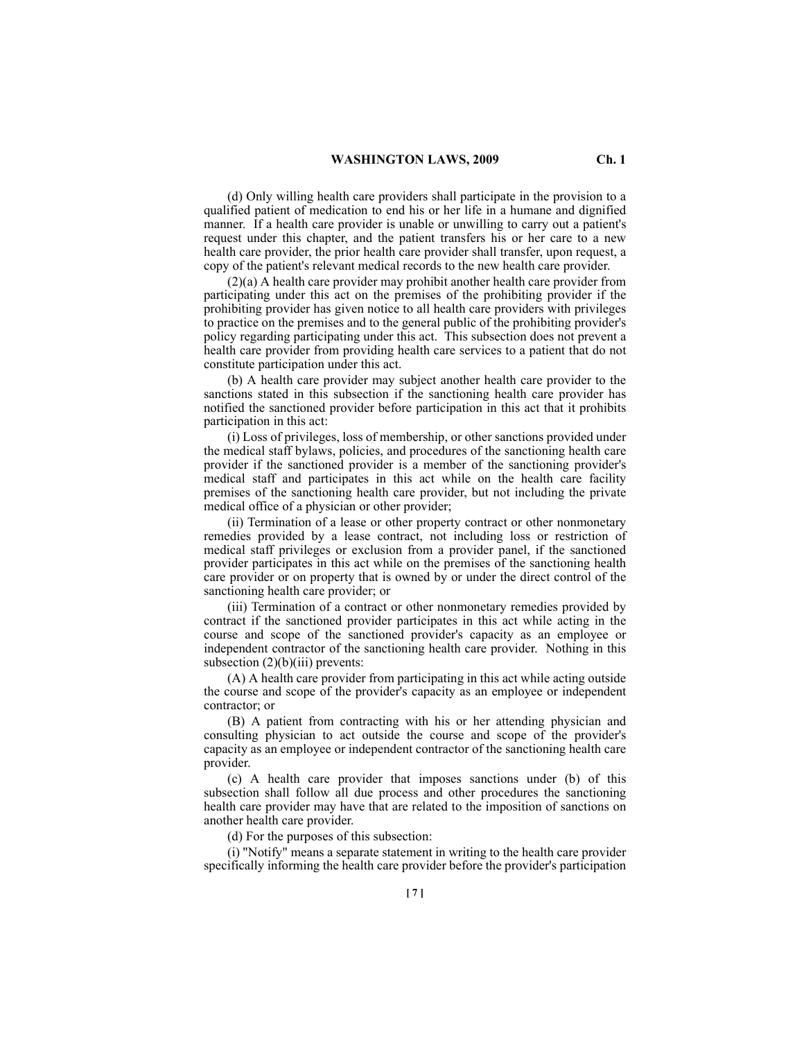(d) Only willing health care providers shall participate in the provision to a qualified patient of medication to end his or her life in a humane and dignified manner. If a health care provider is unable or unwilling to carry out a patient's request under this chapter, and the patient transfers his or her care to a new health care provider, the prior health care provider shall transfer, upon request, a copy of the patient's relevant medical records to the new health care provider.

(2)(a) A health care provider may prohibit another health care provider from participating under this act on the premises of the prohibiting provider if the prohibiting provider has given notice to all health care providers with privileges to practice on the premises and to the general public of the prohibiting provider's policy regarding participating under this act. This subsection does not prevent a health care provider from providing health care services to a patient that do not constitute participation under this act.

(b) A health care provider may subject another health care provider to the sanctions stated in this subsection if the sanctioning health care provider has notified the sanctioned provider before participation in this act that it prohibits participation in this act:

(i) Loss of privileges, loss of membership, or other sanctions provided under the medical staff bylaws, policies, and procedures of the sanctioning health care provider if the sanctioned provider is a member of the sanctioning provider's medical staff and participates in this act while on the health care facility premises of the sanctioning health care provider, but not including the private medical office of a physician or other provider;

(ii) Termination of a lease or other property contract or other nonmonetary remedies provided by a lease contract, not including loss or restriction of medical staff privileges or exclusion from a provider panel, if the sanctioned provider participates in this act while on the premises of the sanctioning health care provider or on property that is owned by or under the direct control of the sanctioning health care provider; or

(iii) Termination of a contract or other nonmonetary remedies provided by contract if the sanctioned provider participates in this act while acting in the course and scope of the sanctioned provider's capacity as an employee or independent contractor of the sanctioning health care provider. Nothing in this subsection (2)(b)(iii) prevents:

(A) A health care provider from participating in this act while acting outside the course and scope of the provider's capacity as an employee or independent contractor; or

(B) A patient from contracting with his or her attending physician and consulting physician to act outside the course and scope of the provider's capacity as an employee or independent contractor of the sanctioning health care provider.

(c) A health care provider that imposes sanctions under (b) of this subsection shall follow all due process and other procedures the sanctioning health care provider may have that are related to the imposition of sanctions on another health care provider.

(d) For the purposes of this subsection:

(i) "Notify" means a separate statement in writing to the health care provider specifically informing the health care provider before the provider's participation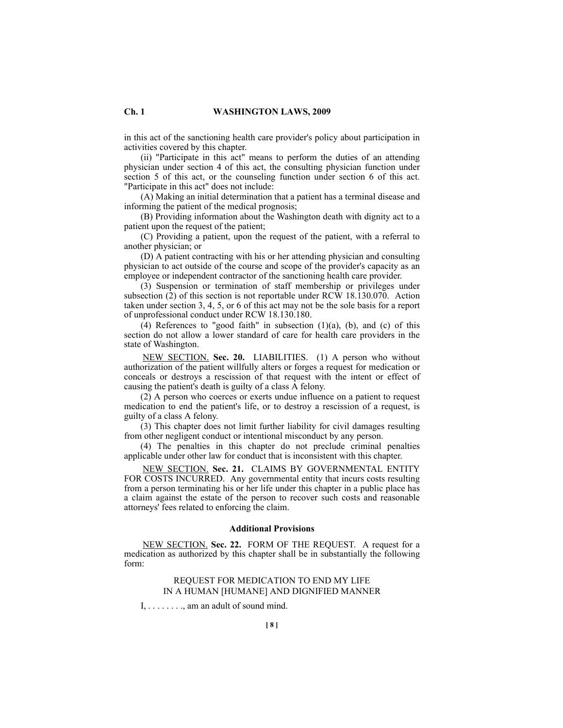in this act of the sanctioning health care provider's policy about participation in activities covered by this chapter.

(ii) "Participate in this act" means to perform the duties of an attending physician under section 4 of this act, the consulting physician function under section 5 of this act, or the counseling function under section 6 of this act. "Participate in this act" does not include:

(A) Making an initial determination that a patient has a terminal disease and informing the patient of the medical prognosis;

(B) Providing information about the Washington death with dignity act to a patient upon the request of the patient;

(C) Providing a patient, upon the request of the patient, with a referral to another physician; or

(D) A patient contracting with his or her attending physician and consulting physician to act outside of the course and scope of the provider's capacity as an employee or independent contractor of the sanctioning health care provider.

(3) Suspension or termination of staff membership or privileges under subsection (2) of this section is not reportable under RCW 18.130.070. Action taken under section 3, 4, 5, or 6 of this act may not be the sole basis for a report of unprofessional conduct under RCW 18.130.180.

(4) References to "good faith" in subsection (1)(a), (b), and (c) of this section do not allow a lower standard of care for health care providers in the state of Washington.

NEW SECTION. **Sec. 20.** LIABILITIES. (1) A person who without authorization of the patient willfully alters or forges a request for medication or conceals or destroys a rescission of that request with the intent or effect of causing the patient's death is guilty of a class A felony.

(2) A person who coerces or exerts undue influence on a patient to request medication to end the patient's life, or to destroy a rescission of a request, is guilty of a class A felony.

(3) This chapter does not limit further liability for civil damages resulting from other negligent conduct or intentional misconduct by any person.

(4) The penalties in this chapter do not preclude criminal penalties applicable under other law for conduct that is inconsistent with this chapter.

NEW SECTION. **Sec. 21.** CLAIMS BY GOVERNMENTAL ENTITY FOR COSTS INCURRED. Any governmental entity that incurs costs resulting from a person terminating his or her life under this chapter in a public place has a claim against the estate of the person to recover such costs and reasonable attorneys' fees related to enforcing the claim.

### Additional Provisions

NEW SECTION. **Sec. 22.** FORM OF THE REQUEST. A request for a medication as authorized by this chapter shall be in substantially the following form:

REQUEST FOR MEDICATION TO END MY LIFE
IN A HUMAN [HUMANE] AND DIGNIFIED MANNER

I, . . . . . . . ., am an adult of sound mind.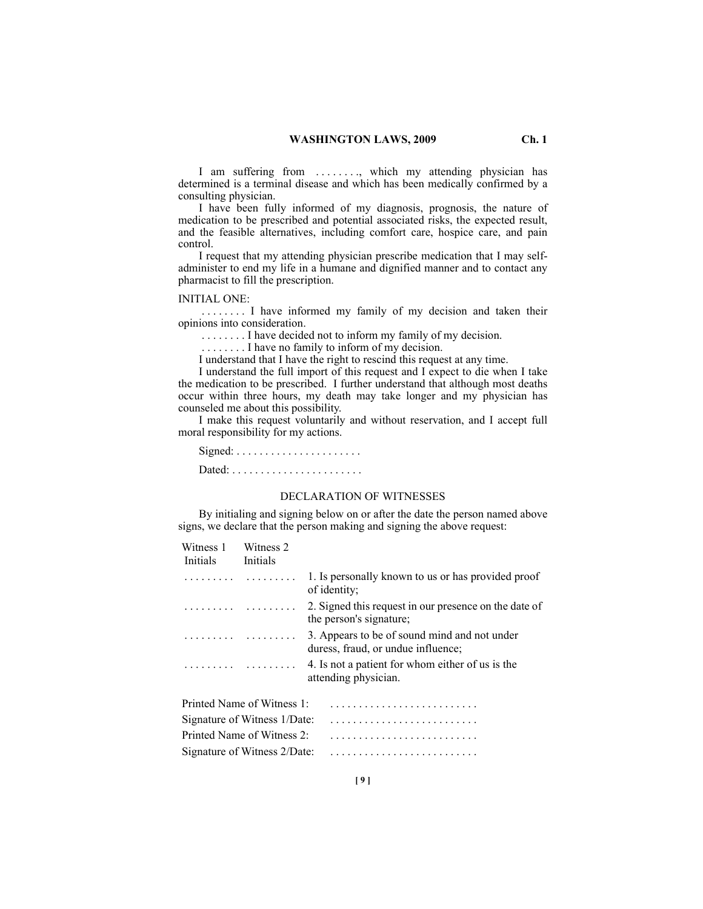I am suffering from . . . . . . . ., which my attending physician has determined is a terminal disease and which has been medically confirmed by a consulting physician.

I have been fully informed of my diagnosis, prognosis, the nature of medication to be prescribed and potential associated risks, the expected result, and the feasible alternatives, including comfort care, hospice care, and pain control.

I request that my attending physician prescribe medication that I may self-administer to end my life in a humane and dignified manner and to contact any pharmacist to fill the prescription.

INITIAL ONE:

. . . . . . . . I have informed my family of my decision and taken their opinions into consideration.

. . . . . . . . I have decided not to inform my family of my decision.

. . . . . . . . I have no family to inform of my decision.

I understand that I have the right to rescind this request at any time.

I understand the full import of this request and I expect to die when I take the medication to be prescribed. I further understand that although most deaths occur within three hours, my death may take longer and my physician has counseled me about this possibility.

I make this request voluntarily and without reservation, and I accept full moral responsibility for my actions.

Signed: . . . . . . . . . . . . . . . . . . . . . .

Dated: . . . . . . . . . . . . . . . . . . . . . . .

DECLARATION OF WITNESSES

By initialing and signing below on or after the date the person named above signs, we declare that the person making and signing the above request:

| Witness 1 Initials | Witness 2 Initials | |
|---|---|---|
| . . . . . . . . . | . . . . . . . . . | 1. Is personally known to us or has provided proof of identity; |
| . . . . . . . . . | . . . . . . . . . | 2. Signed this request in our presence on the date of the person's signature; |
| . . . . . . . . . | . . . . . . . . . | 3. Appears to be of sound mind and not under duress, fraud, or undue influence; |
| . . . . . . . . . | . . . . . . . . . | 4. Is not a patient for whom either of us is the attending physician. |

Printed Name of Witness 1: . . . . . . . . . . . . . . . . . . . . . . . . . .

Signature of Witness 1/Date: . . . . . . . . . . . . . . . . . . . . . . . . . .

Printed Name of Witness 2: . . . . . . . . . . . . . . . . . . . . . . . . . .

Signature of Witness 2/Date: . . . . . . . . . . . . . . . . . . . . . . . . . .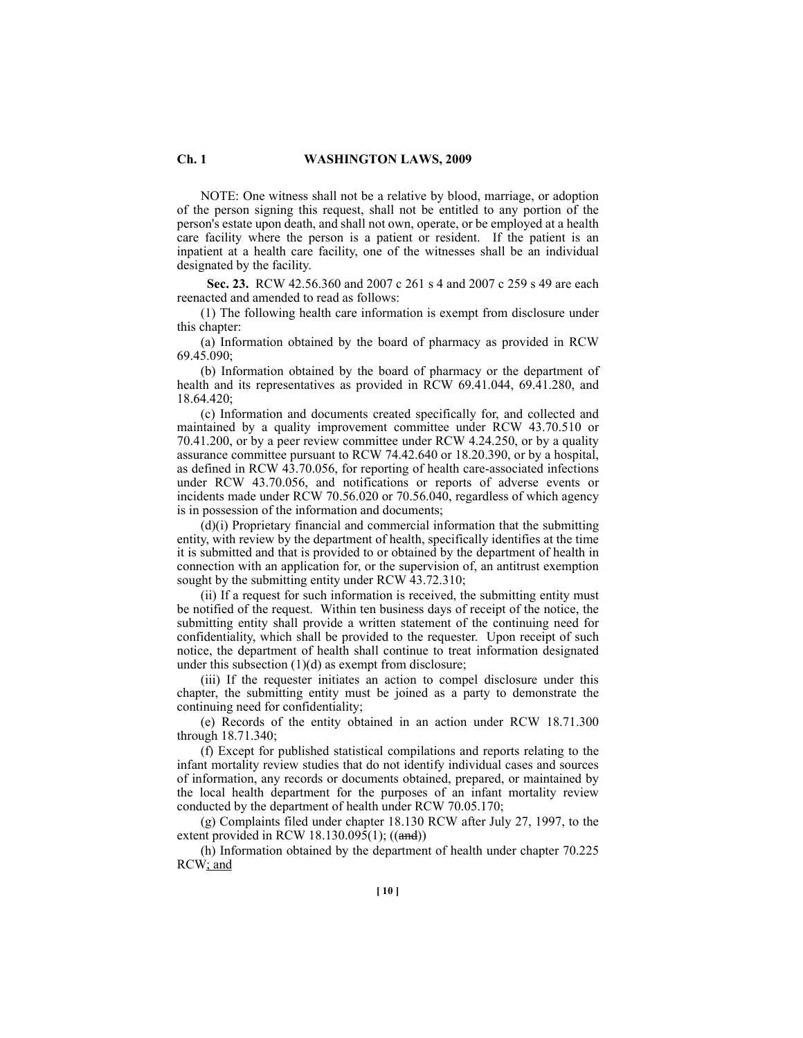NOTE: One witness shall not be a relative by blood, marriage, or adoption of the person signing this request, shall not be entitled to any portion of the person's estate upon death, and shall not own, operate, or be employed at a health care facility where the person is a patient or resident. If the patient is an inpatient at a health care facility, one of the witnesses shall be an individual designated by the facility.

**Sec. 23.** RCW 42.56.360 and 2007 c 261 s 4 and 2007 c 259 s 49 are each reenacted and amended to read as follows:

(1) The following health care information is exempt from disclosure under this chapter:

(a) Information obtained by the board of pharmacy as provided in RCW 69.45.090;

(b) Information obtained by the board of pharmacy or the department of health and its representatives as provided in RCW 69.41.044, 69.41.280, and 18.64.420;

(c) Information and documents created specifically for, and collected and maintained by a quality improvement committee under RCW 43.70.510 or 70.41.200, or by a peer review committee under RCW 4.24.250, or by a quality assurance committee pursuant to RCW 74.42.640 or 18.20.390, or by a hospital, as defined in RCW 43.70.056, for reporting of health care-associated infections under RCW 43.70.056, and notifications or reports of adverse events or incidents made under RCW 70.56.020 or 70.56.040, regardless of which agency is in possession of the information and documents;

(d)(i) Proprietary financial and commercial information that the submitting entity, with review by the department of health, specifically identifies at the time it is submitted and that is provided to or obtained by the department of health in connection with an application for, or the supervision of, an antitrust exemption sought by the submitting entity under RCW 43.72.310;

(ii) If a request for such information is received, the submitting entity must be notified of the request. Within ten business days of receipt of the notice, the submitting entity shall provide a written statement of the continuing need for confidentiality, which shall be provided to the requester. Upon receipt of such notice, the department of health shall continue to treat information designated under this subsection (1)(d) as exempt from disclosure;

(iii) If the requester initiates an action to compel disclosure under this chapter, the submitting entity must be joined as a party to demonstrate the continuing need for confidentiality;

(e) Records of the entity obtained in an action under RCW 18.71.300 through 18.71.340;

(f) Except for published statistical compilations and reports relating to the infant mortality review studies that do not identify individual cases and sources of information, any records or documents obtained, prepared, or maintained by the local health department for the purposes of an infant mortality review conducted by the department of health under RCW 70.05.170;

(g) Complaints filed under chapter 18.130 RCW after July 27, 1997, to the extent provided in RCW 18.130.095(1); ((~~and~~))

(h) Information obtained by the department of health under chapter 70.225 RCW; and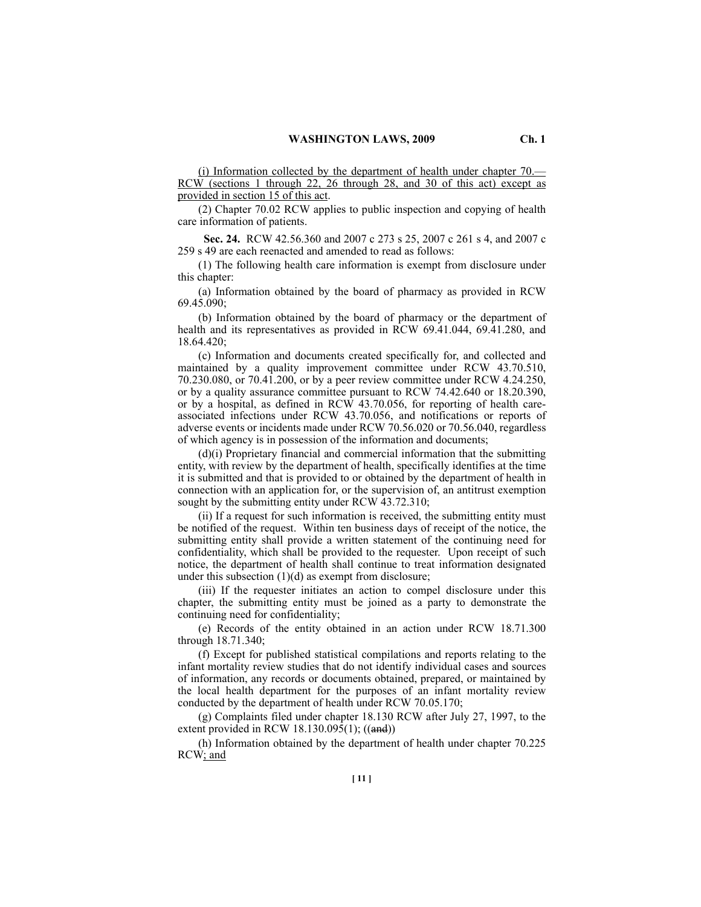(i) Information collected by the department of health under chapter 70.— RCW (sections 1 through 22, 26 through 28, and 30 of this act) except as provided in section 15 of this act.

(2) Chapter 70.02 RCW applies to public inspection and copying of health care information of patients.

**Sec. 24.** RCW 42.56.360 and 2007 c 273 s 25, 2007 c 261 s 4, and 2007 c 259 s 49 are each reenacted and amended to read as follows:

(1) The following health care information is exempt from disclosure under this chapter:

(a) Information obtained by the board of pharmacy as provided in RCW 69.45.090;

(b) Information obtained by the board of pharmacy or the department of health and its representatives as provided in RCW 69.41.044, 69.41.280, and 18.64.420;

(c) Information and documents created specifically for, and collected and maintained by a quality improvement committee under RCW 43.70.510, 70.230.080, or 70.41.200, or by a peer review committee under RCW 4.24.250, or by a quality assurance committee pursuant to RCW 74.42.640 or 18.20.390, or by a hospital, as defined in RCW 43.70.056, for reporting of health care-associated infections under RCW 43.70.056, and notifications or reports of adverse events or incidents made under RCW 70.56.020 or 70.56.040, regardless of which agency is in possession of the information and documents;

(d)(i) Proprietary financial and commercial information that the submitting entity, with review by the department of health, specifically identifies at the time it is submitted and that is provided to or obtained by the department of health in connection with an application for, or the supervision of, an antitrust exemption sought by the submitting entity under RCW 43.72.310;

(ii) If a request for such information is received, the submitting entity must be notified of the request. Within ten business days of receipt of the notice, the submitting entity shall provide a written statement of the continuing need for confidentiality, which shall be provided to the requester. Upon receipt of such notice, the department of health shall continue to treat information designated under this subsection (1)(d) as exempt from disclosure;

(iii) If the requester initiates an action to compel disclosure under this chapter, the submitting entity must be joined as a party to demonstrate the continuing need for confidentiality;

(e) Records of the entity obtained in an action under RCW 18.71.300 through 18.71.340;

(f) Except for published statistical compilations and reports relating to the infant mortality review studies that do not identify individual cases and sources of information, any records or documents obtained, prepared, or maintained by the local health department for the purposes of an infant mortality review conducted by the department of health under RCW 70.05.170;

(g) Complaints filed under chapter 18.130 RCW after July 27, 1997, to the extent provided in RCW 18.130.095(1); ((~~and~~))

(h) Information obtained by the department of health under chapter 70.225 RCW; and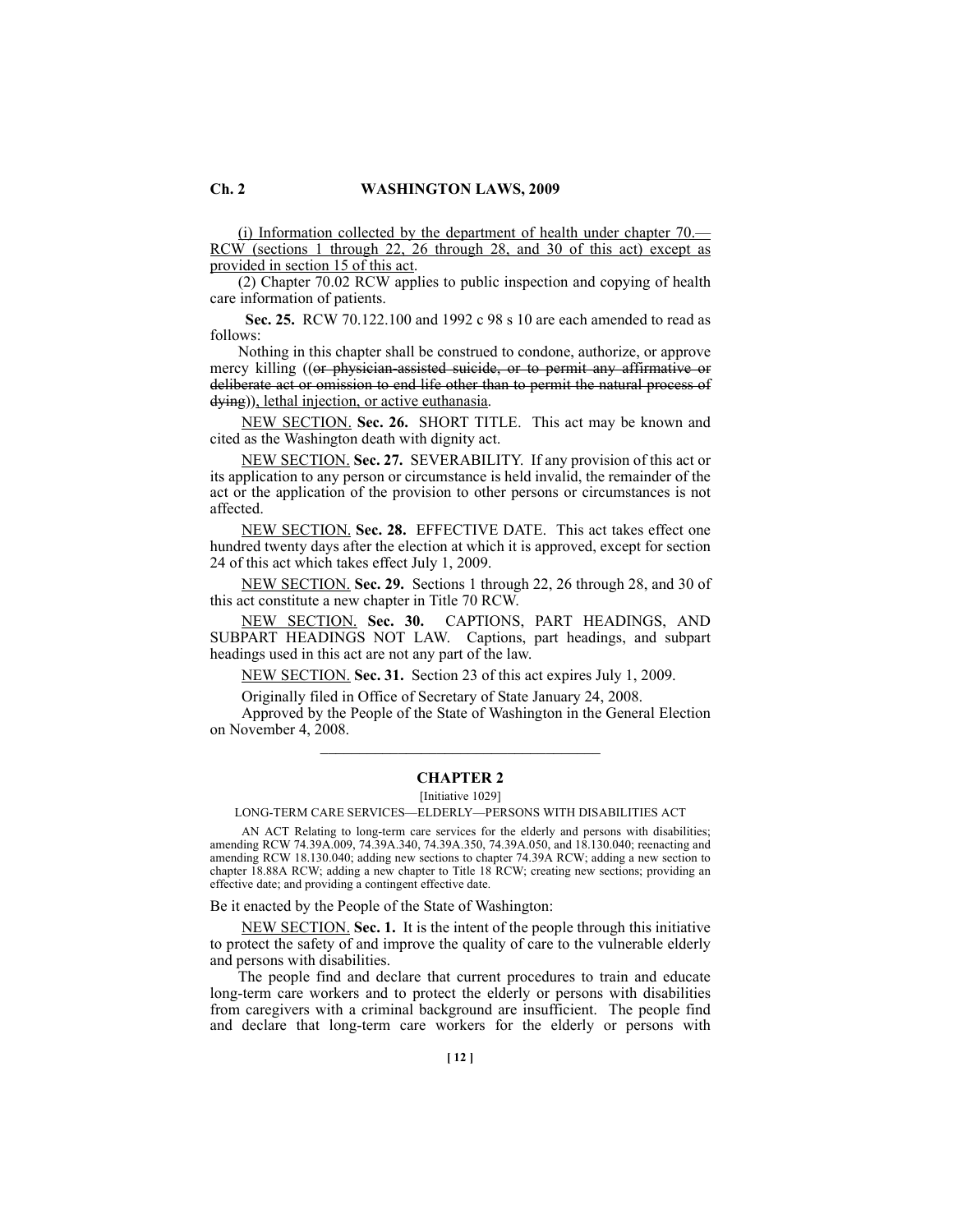(i) Information collected by the department of health under chapter 70.— RCW (sections 1 through 22, 26 through 28, and 30 of this act) except as provided in section 15 of this act.

(2) Chapter 70.02 RCW applies to public inspection and copying of health care information of patients.

**Sec. 25.** RCW 70.122.100 and 1992 c 98 s 10 are each amended to read as follows:

Nothing in this chapter shall be construed to condone, authorize, or approve mercy killing ((~~or physician-assisted suicide, or to permit any affirmative or deliberate act or omission to end life other than to permit the natural process of dying~~)), lethal injection, or active euthanasia.

NEW SECTION. **Sec. 26.** SHORT TITLE. This act may be known and cited as the Washington death with dignity act.

NEW SECTION. **Sec. 27.** SEVERABILITY. If any provision of this act or its application to any person or circumstance is held invalid, the remainder of the act or the application of the provision to other persons or circumstances is not affected.

NEW SECTION. **Sec. 28.** EFFECTIVE DATE. This act takes effect one hundred twenty days after the election at which it is approved, except for section 24 of this act which takes effect July 1, 2009.

NEW SECTION. **Sec. 29.** Sections 1 through 22, 26 through 28, and 30 of this act constitute a new chapter in Title 70 RCW.

NEW SECTION. **Sec. 30.** CAPTIONS, PART HEADINGS, AND SUBPART HEADINGS NOT LAW. Captions, part headings, and subpart headings used in this act are not any part of the law.

NEW SECTION. **Sec. 31.** Section 23 of this act expires July 1, 2009.

Originally filed in Office of Secretary of State January 24, 2008.

Approved by the People of the State of Washington in the General Election on November 4, 2008.

---

## CHAPTER 2

[Initiative 1029]

LONG-TERM CARE SERVICES—ELDERLY—PERSONS WITH DISABILITIES ACT

AN ACT Relating to long-term care services for the elderly and persons with disabilities; amending RCW 74.39A.009, 74.39A.340, 74.39A.350, 74.39A.050, and 18.130.040; reenacting and amending RCW 18.130.040; adding new sections to chapter 74.39A RCW; adding a new section to chapter 18.88A RCW; adding a new chapter to Title 18 RCW; creating new sections; providing an effective date; and providing a contingent effective date.

Be it enacted by the People of the State of Washington:

NEW SECTION. **Sec. 1.** It is the intent of the people through this initiative to protect the safety of and improve the quality of care to the vulnerable elderly and persons with disabilities.

The people find and declare that current procedures to train and educate long-term care workers and to protect the elderly or persons with disabilities from caregivers with a criminal background are insufficient. The people find and declare that long-term care workers for the elderly or persons with